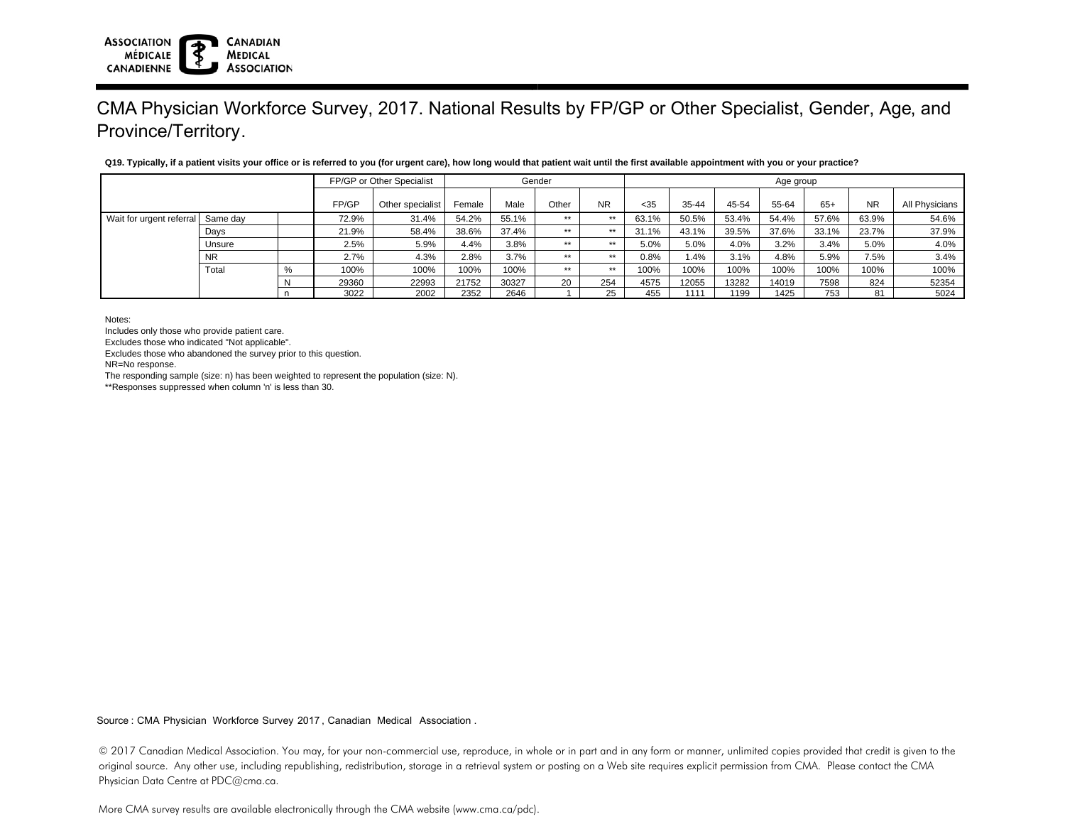# CMA Physician Workforce Survey, 2017. National Results by FP/GP or Other Specialist, Gender, Age, and Province/Territory.

**Q19. Typically, if a patient visits your office or is referred to you (for urgent care), how long would that patient wait until the first available appointment with you or your practice?**

| | | | FP/GP or Other Specialist | | Gender | | | | Age group | | | | | | |
|---|---|---|---|---|---|---|---|---|---|---|---|---|---|---|---|
| | | | FP/GP | Other specialist | Female | Male | Other | NR | <35 | 35-44 | 45-54 | 55-64 | 65+ | NR | All Physicians |
| Wait for urgent referral | Same day | | 72.9% | 31.4% | 54.2% | 55.1% | ** | ** | 63.1% | 50.5% | 53.4% | 54.4% | 57.6% | 63.9% | 54.6% |
| | Days | | 21.9% | 58.4% | 38.6% | 37.4% | ** | ** | 31.1% | 43.1% | 39.5% | 37.6% | 33.1% | 23.7% | 37.9% |
| | Unsure | | 2.5% | 5.9% | 4.4% | 3.8% | ** | ** | 5.0% | 5.0% | 4.0% | 3.2% | 3.4% | 5.0% | 4.0% |
| | NR | | 2.7% | 4.3% | 2.8% | 3.7% | ** | ** | 0.8% | 1.4% | 3.1% | 4.8% | 5.9% | 7.5% | 3.4% |
| | Total | % | 100% | 100% | 100% | 100% | ** | ** | 100% | 100% | 100% | 100% | 100% | 100% | 100% |
| | | N | 29360 | 22993 | 21752 | 30327 | 20 | 254 | 4575 | 12055 | 13282 | 14019 | 7598 | 824 | 52354 |
| | | n | 3022 | 2002 | 2352 | 2646 | 1 | 25 | 455 | 1111 | 1199 | 1425 | 753 | 81 | 5024 |

Notes:
Includes only those who provide patient care.
Excludes those who indicated "Not applicable".
Excludes those who abandoned the survey prior to this question.
NR=No response.
The responding sample (size: n) has been weighted to represent the population (size: N).
**Responses suppressed when column 'n' is less than 30.

Source : CMA Physician Workforce Survey 2017 , Canadian Medical Association .

© 2017 Canadian Medical Association. You may, for your non-commercial use, reproduce, in whole or in part and in any form or manner, unlimited copies provided that credit is given to the original source. Any other use, including republishing, redistribution, storage in a retrieval system or posting on a Web site requires explicit permission from CMA. Please contact the CMA Physician Data Centre at PDC@cma.ca.

More CMA survey results are available electronically through the CMA website (www.cma.ca/pdc).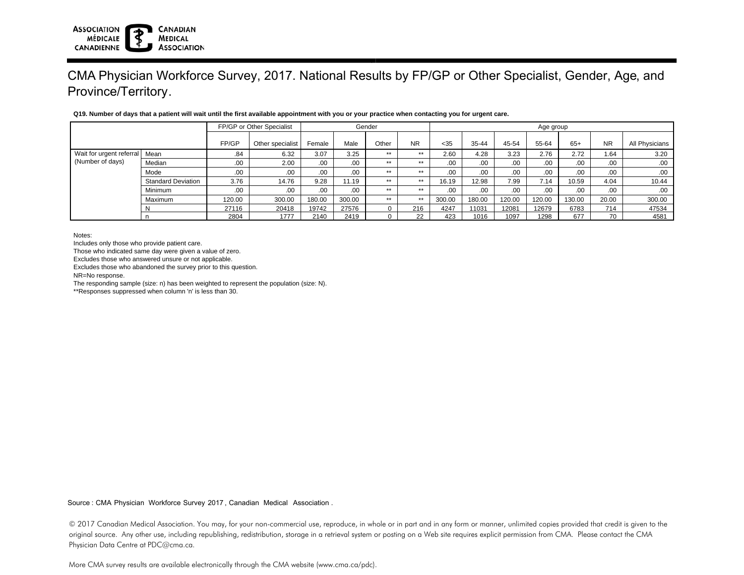# CMA Physician Workforce Survey, 2017. National Results by FP/GP or Other Specialist, Gender, Age, and Province/Territory.

**Q19. Number of days that a patient will wait until the first available appointment with you or your practice when contacting you for urgent care.**

| | | FP/GP or Other Specialist | | Gender | | | | Age group | | | | | | |
|---|---|---|---|---|---|---|---|---|---|---|---|---|---|---|
| | | FP/GP | Other specialist | Female | Male | Other | NR | <35 | 35-44 | 45-54 | 55-64 | 65+ | NR | All Physicians |
| Wait for urgent referral (Number of days) | Mean | .84 | 6.32 | 3.07 | 3.25 | ** | ** | 2.60 | 4.28 | 3.23 | 2.76 | 2.72 | 1.64 | 3.20 |
| | Median | .00 | 2.00 | .00 | .00 | ** | ** | .00 | .00 | .00 | .00 | .00 | .00 | .00 |
| | Mode | .00 | .00 | .00 | .00 | ** | ** | .00 | .00 | .00 | .00 | .00 | .00 | .00 |
| | Standard Deviation | 3.76 | 14.76 | 9.28 | 11.19 | ** | ** | 16.19 | 12.98 | 7.99 | 7.14 | 10.59 | 4.04 | 10.44 |
| | Minimum | .00 | .00 | .00 | .00 | ** | ** | .00 | .00 | .00 | .00 | .00 | .00 | .00 |
| | Maximum | 120.00 | 300.00 | 180.00 | 300.00 | ** | ** | 300.00 | 180.00 | 120.00 | 120.00 | 130.00 | 20.00 | 300.00 |
| | N | 27116 | 20418 | 19742 | 27576 | 0 | 216 | 4247 | 11031 | 12081 | 12679 | 6783 | 714 | 47534 |
| | n | 2804 | 1777 | 2140 | 2419 | 0 | 22 | 423 | 1016 | 1097 | 1298 | 677 | 70 | 4581 |

Notes:
Includes only those who provide patient care.
Those who indicated same day were given a value of zero.
Excludes those who answered unsure or not applicable.
Excludes those who abandoned the survey prior to this question.
NR=No response.
The responding sample (size: n) has been weighted to represent the population (size: N).
**Responses suppressed when column 'n' is less than 30.

Source : CMA Physician Workforce Survey 2017 , Canadian Medical Association .

© 2017 Canadian Medical Association. You may, for your non-commercial use, reproduce, in whole or in part and in any form or manner, unlimited copies provided that credit is given to the original source. Any other use, including republishing, redistribution, storage in a retrieval system or posting on a Web site requires explicit permission from CMA. Please contact the CMA Physician Data Centre at PDC@cma.ca.

More CMA survey results are available electronically through the CMA website (www.cma.ca/pdc).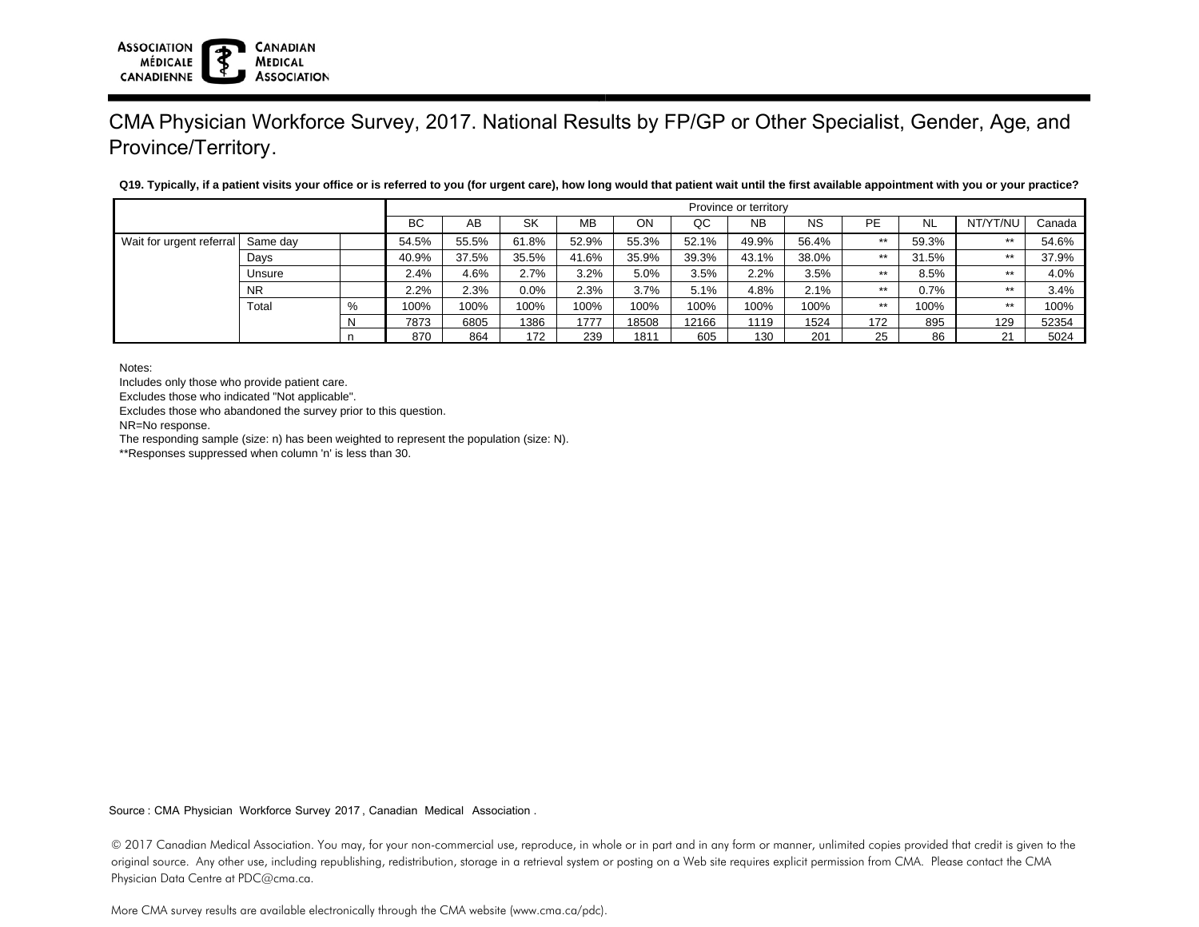# CMA Physician Workforce Survey, 2017. National Results by FP/GP or Other Specialist, Gender, Age, and Province/Territory.

**Q19. Typically, if a patient visits your office or is referred to you (for urgent care), how long would that patient wait until the first available appointment with you or your practice?**

| | | | Province or territory | | | | | | | | | | | |
|---|---|---|---|---|---|---|---|---|---|---|---|---|---|---|
| | | | BC | AB | SK | MB | ON | QC | NB | NS | PE | NL | NT/YT/NU | Canada |
| Wait for urgent referral | Same day | | 54.5% | 55.5% | 61.8% | 52.9% | 55.3% | 52.1% | 49.9% | 56.4% | ** | 59.3% | ** | 54.6% |
| | Days | | 40.9% | 37.5% | 35.5% | 41.6% | 35.9% | 39.3% | 43.1% | 38.0% | ** | 31.5% | ** | 37.9% |
| | Unsure | | 2.4% | 4.6% | 2.7% | 3.2% | 5.0% | 3.5% | 2.2% | 3.5% | ** | 8.5% | ** | 4.0% |
| | NR | | 2.2% | 2.3% | 0.0% | 2.3% | 3.7% | 5.1% | 4.8% | 2.1% | ** | 0.7% | ** | 3.4% |
| | Total | % | 100% | 100% | 100% | 100% | 100% | 100% | 100% | 100% | ** | 100% | ** | 100% |
| | | N | 7873 | 6805 | 1386 | 1777 | 18508 | 12166 | 1119 | 1524 | 172 | 895 | 129 | 52354 |
| | | n | 870 | 864 | 172 | 239 | 1811 | 605 | 130 | 201 | 25 | 86 | 21 | 5024 |

Notes:
Includes only those who provide patient care.
Excludes those who indicated "Not applicable".
Excludes those who abandoned the survey prior to this question.
NR=No response.
The responding sample (size: n) has been weighted to represent the population (size: N).
**Responses suppressed when column 'n' is less than 30.

Source : CMA Physician Workforce Survey 2017 , Canadian Medical Association .

© 2017 Canadian Medical Association. You may, for your non-commercial use, reproduce, in whole or in part and in any form or manner, unlimited copies provided that credit is given to the original source. Any other use, including republishing, redistribution, storage in a retrieval system or posting on a Web site requires explicit permission from CMA. Please contact the CMA Physician Data Centre at PDC@cma.ca.

More CMA survey results are available electronically through the CMA website (www.cma.ca/pdc).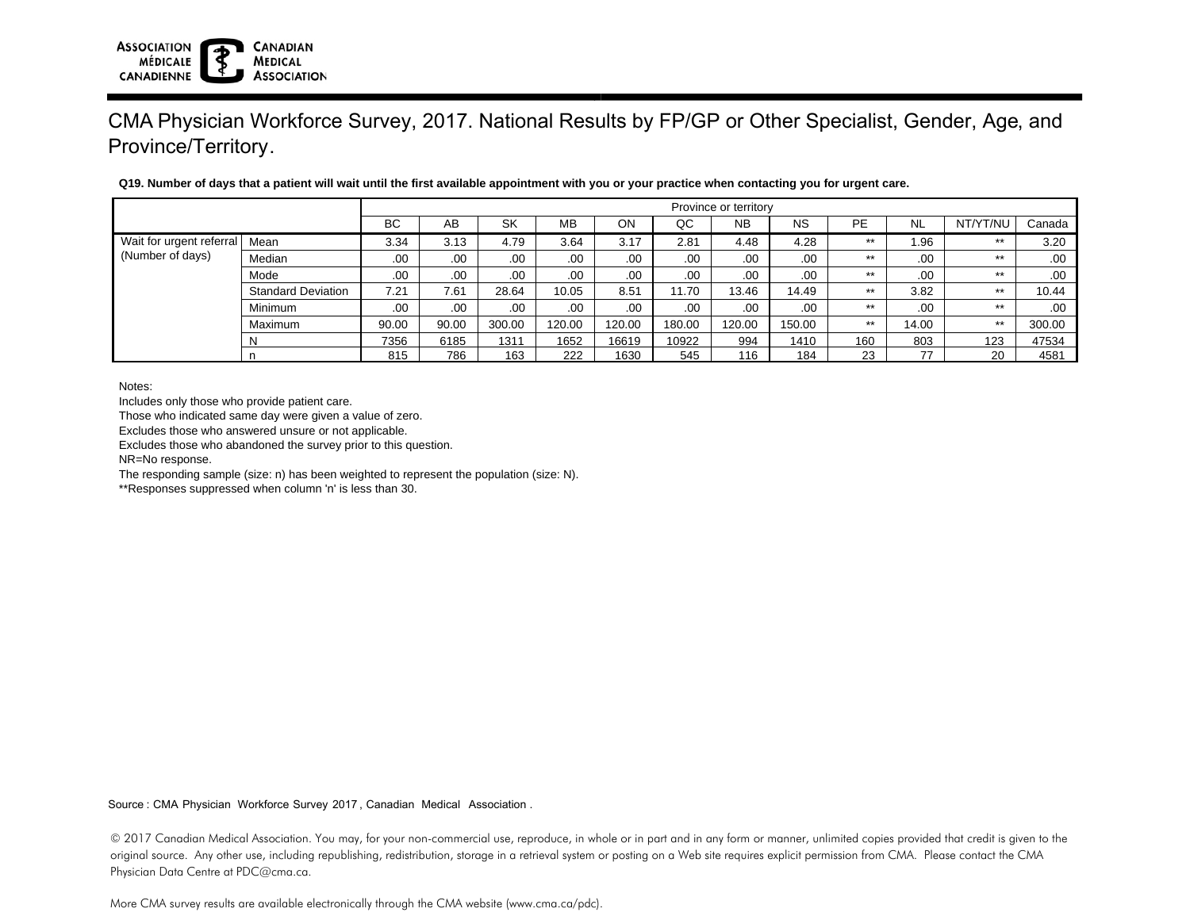ASSOCIATION MÉDICALE CANADIENNE | CANADIAN MEDICAL ASSOCIATION

# CMA Physician Workforce Survey, 2017. National Results by FP/GP or Other Specialist, Gender, Age, and Province/Territory.

**Q19. Number of days that a patient will wait until the first available appointment with you or your practice when contacting you for urgent care.**

| | | Province or territory | | | | | | | | | | | |
|---|---|---|---|---|---|---|---|---|---|---|---|---|---|
| | | BC | AB | SK | MB | ON | QC | NB | NS | PE | NL | NT/YT/NU | Canada |
| Wait for urgent referral (Number of days) | Mean | 3.34 | 3.13 | 4.79 | 3.64 | 3.17 | 2.81 | 4.48 | 4.28 | ** | 1.96 | ** | 3.20 |
| | Median | .00 | .00 | .00 | .00 | .00 | .00 | .00 | .00 | ** | .00 | ** | .00 |
| | Mode | .00 | .00 | .00 | .00 | .00 | .00 | .00 | .00 | ** | .00 | ** | .00 |
| | Standard Deviation | 7.21 | 7.61 | 28.64 | 10.05 | 8.51 | 11.70 | 13.46 | 14.49 | ** | 3.82 | ** | 10.44 |
| | Minimum | .00 | .00 | .00 | .00 | .00 | .00 | .00 | .00 | ** | .00 | ** | .00 |
| | Maximum | 90.00 | 90.00 | 300.00 | 120.00 | 120.00 | 180.00 | 120.00 | 150.00 | ** | 14.00 | ** | 300.00 |
| | N | 7356 | 6185 | 1311 | 1652 | 16619 | 10922 | 994 | 1410 | 160 | 803 | 123 | 47534 |
| | n | 815 | 786 | 163 | 222 | 1630 | 545 | 116 | 184 | 23 | 77 | 20 | 4581 |

Notes:
Includes only those who provide patient care.
Those who indicated same day were given a value of zero.
Excludes those who answered unsure or not applicable.
Excludes those who abandoned the survey prior to this question.
NR=No response.
The responding sample (size: n) has been weighted to represent the population (size: N).
**Responses suppressed when column 'n' is less than 30.

Source : CMA Physician Workforce Survey 2017 , Canadian Medical Association .

© 2017 Canadian Medical Association. You may, for your non-commercial use, reproduce, in whole or in part and in any form or manner, unlimited copies provided that credit is given to the original source. Any other use, including republishing, redistribution, storage in a retrieval system or posting on a Web site requires explicit permission from CMA. Please contact the CMA Physician Data Centre at PDC@cma.ca.

More CMA survey results are available electronically through the CMA website (www.cma.ca/pdc).